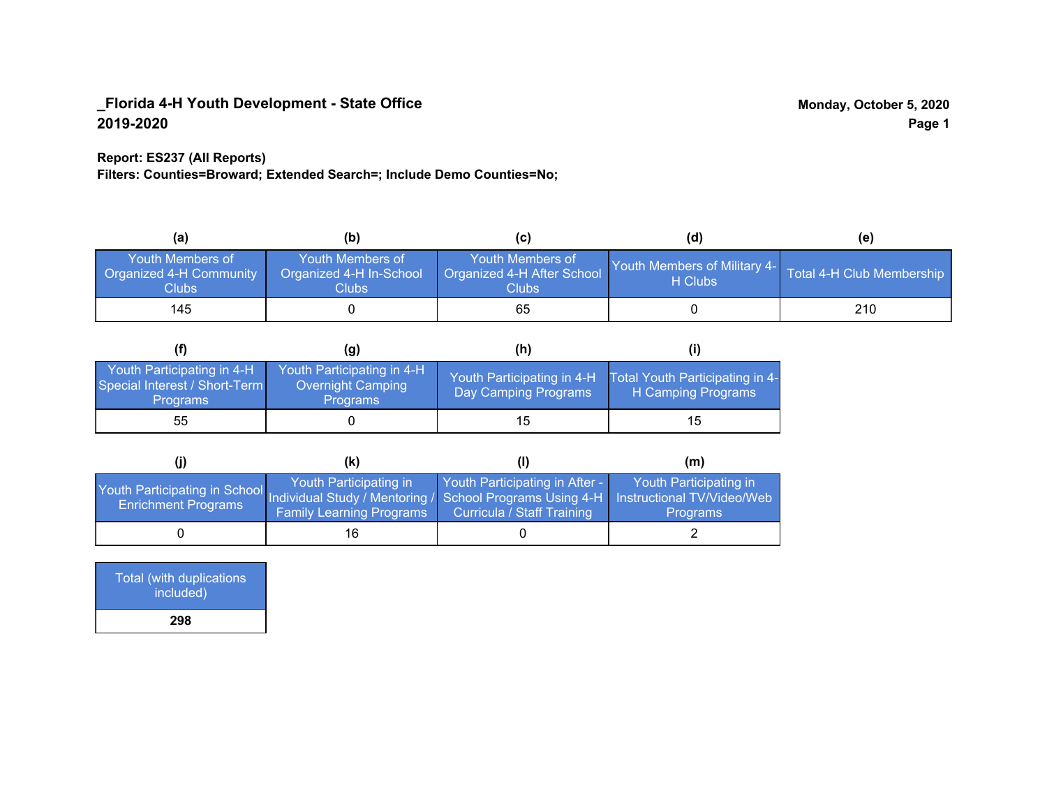**_Florida 4-H Youth Development - State Office**
**2019-2020**

**Monday, October 5, 2020**

**Report: ES237 (All Reports)**
**Filters: Counties=Broward; Extended Search=; Include Demo Counties=No;**

| (a) | (b) | (c) | (d) | (e) |
|---|---|---|---|---|
| Youth Members of Organized 4-H Community Clubs | Youth Members of Organized 4-H In-School Clubs | Youth Members of Organized 4-H After School Clubs | Youth Members of Military 4-H Clubs | Total 4-H Club Membership |
| 145 | 0 | 65 | 0 | 210 |

| (f) | (g) | (h) | (i) |
|---|---|---|---|
| Youth Participating in 4-H Special Interest / Short-Term Programs | Youth Participating in 4-H Overnight Camping Programs | Youth Participating in 4-H Day Camping Programs | Total Youth Participating in 4-H Camping Programs |
| 55 | 0 | 15 | 15 |

| (j) | (k) | (l) | (m) |
|---|---|---|---|
| Youth Participating in School Enrichment Programs | Youth Participating in Individual Study / Mentoring / Family Learning Programs | Youth Participating in After - School Programs Using 4-H Curricula / Staff Training | Youth Participating in Instructional TV/Video/Web Programs |
| 0 | 16 | 0 | 2 |

| Total (with duplications included) |
|---|
| **298** |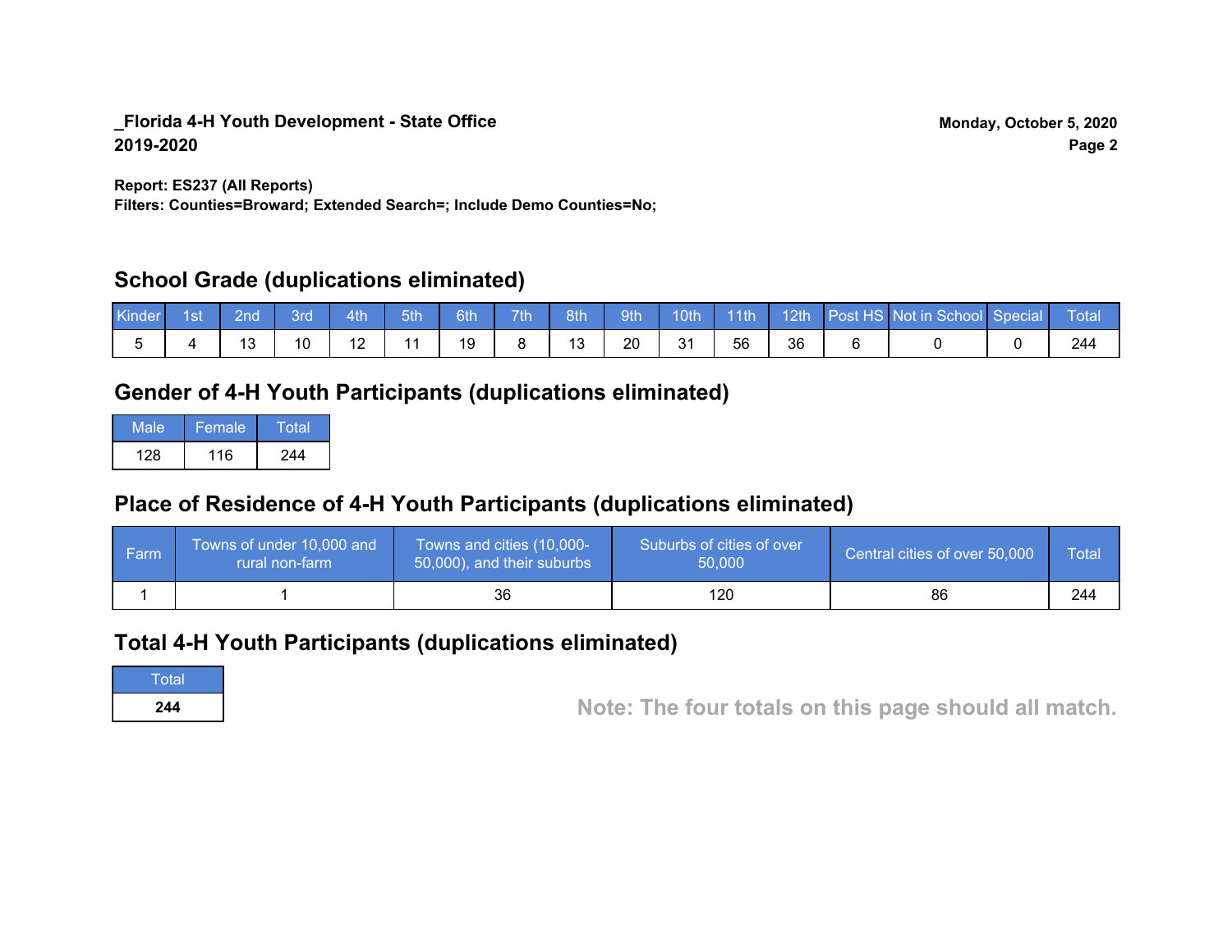**_Florida 4-H Youth Development - State Office**
**2019-2020**

**Monday, October 5, 2020**

**Report: ES237 (All Reports)**
**Filters: Counties=Broward; Extended Search=; Include Demo Counties=No;**

## School Grade (duplications eliminated)

| Kinder | 1st | 2nd | 3rd | 4th | 5th | 6th | 7th | 8th | 9th | 10th | 11th | 12th | Post HS | Not in School | Special | Total |
|---|---|---|---|---|---|---|---|---|---|---|---|---|---|---|---|---|
| 5 | 4 | 13 | 10 | 12 | 11 | 19 | 8 | 13 | 20 | 31 | 56 | 36 | 6 | 0 | 0 | 244 |

## Gender of 4-H Youth Participants (duplications eliminated)

| Male | Female | Total |
|---|---|---|
| 128 | 116 | 244 |

## Place of Residence of 4-H Youth Participants (duplications eliminated)

| Farm | Towns of under 10,000 and rural non-farm | Towns and cities (10,000-50,000), and their suburbs | Suburbs of cities of over 50,000 | Central cities of over 50,000 | Total |
|---|---|---|---|---|---|
| 1 | 1 | 36 | 120 | 86 | 244 |

## Total 4-H Youth Participants (duplications eliminated)

| Total |
|---|
| **244** |

**Note: The four totals on this page should all match.**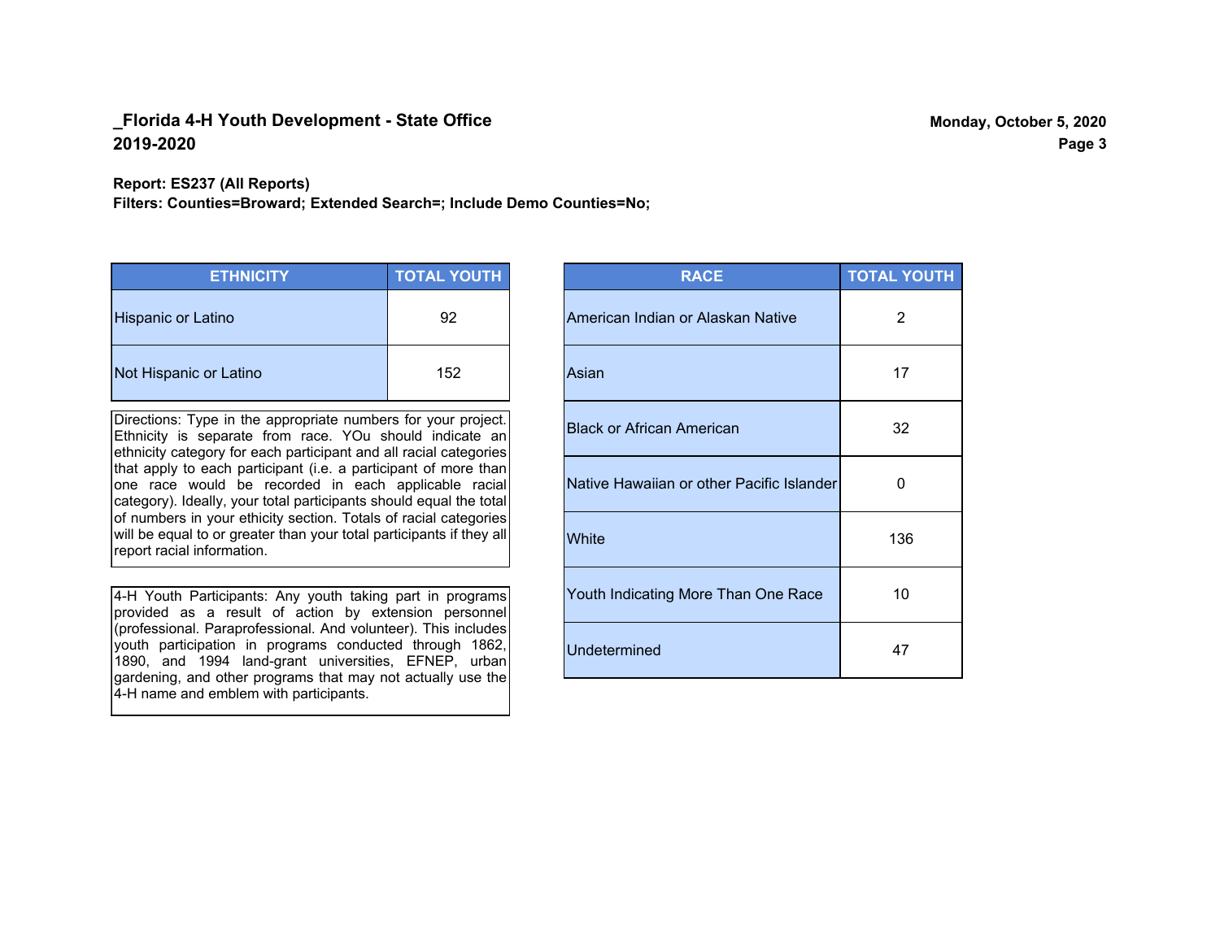## _Florida 4-H Youth Development - State Office
## 2019-2020

**Monday, October 5, 2020**

**Report: ES237 (All Reports)**
**Filters: Counties=Broward; Extended Search=; Include Demo Counties=No;**

| ETHNICITY | TOTAL YOUTH |
|---|---|
| Hispanic or Latino | 92 |
| Not Hispanic or Latino | 152 |

Directions: Type in the appropriate numbers for your project. Ethnicity is separate from race. YOu should indicate an ethnicity category for each participant and all racial categories that apply to each participant (i.e. a participant of more than one race would be recorded in each applicable racial category). Ideally, your total participants should equal the total of numbers in your ethicity section. Totals of racial categories will be equal to or greater than your total participants if they all report racial information.

4-H Youth Participants: Any youth taking part in programs provided as a result of action by extension personnel (professional. Paraprofessional. And volunteer). This includes youth participation in programs conducted through 1862, 1890, and 1994 land-grant universities, EFNEP, urban gardening, and other programs that may not actually use the 4-H name and emblem with participants.

| RACE | TOTAL YOUTH |
|---|---|
| American Indian or Alaskan Native | 2 |
| Asian | 17 |
| Black or African American | 32 |
| Native Hawaiian or other Pacific Islander | 0 |
| White | 136 |
| Youth Indicating More Than One Race | 10 |
| Undetermined | 47 |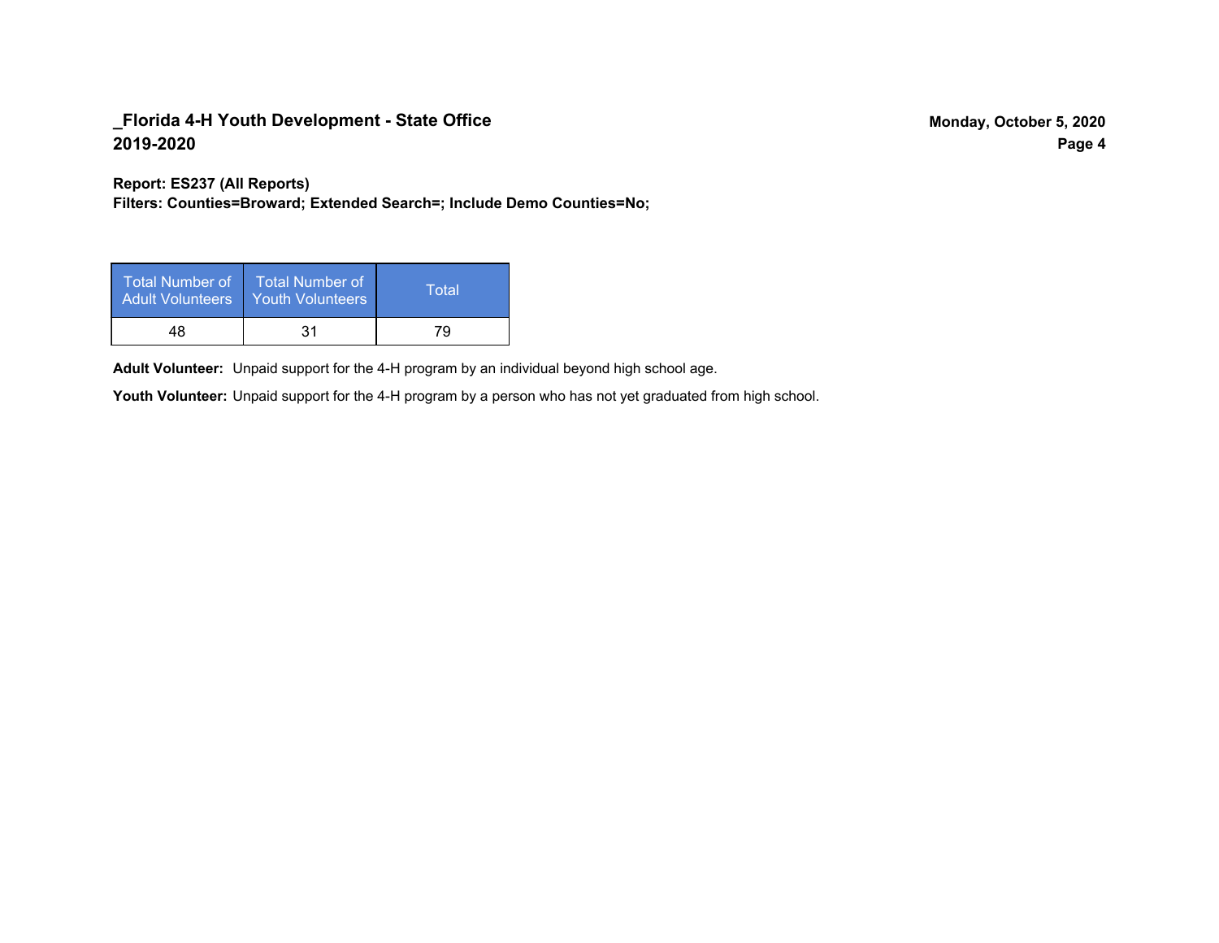## _Florida 4-H Youth Development - State Office
## 2019-2020

**Report: ES237 (All Reports)**
**Filters: Counties=Broward; Extended Search=; Include Demo Counties=No;**

| Total Number of Adult Volunteers | Total Number of Youth Volunteers | Total |
|---|---|---|
| 48 | 31 | 79 |

**Adult Volunteer:** Unpaid support for the 4-H program by an individual beyond high school age.

**Youth Volunteer:** Unpaid support for the 4-H program by a person who has not yet graduated from high school.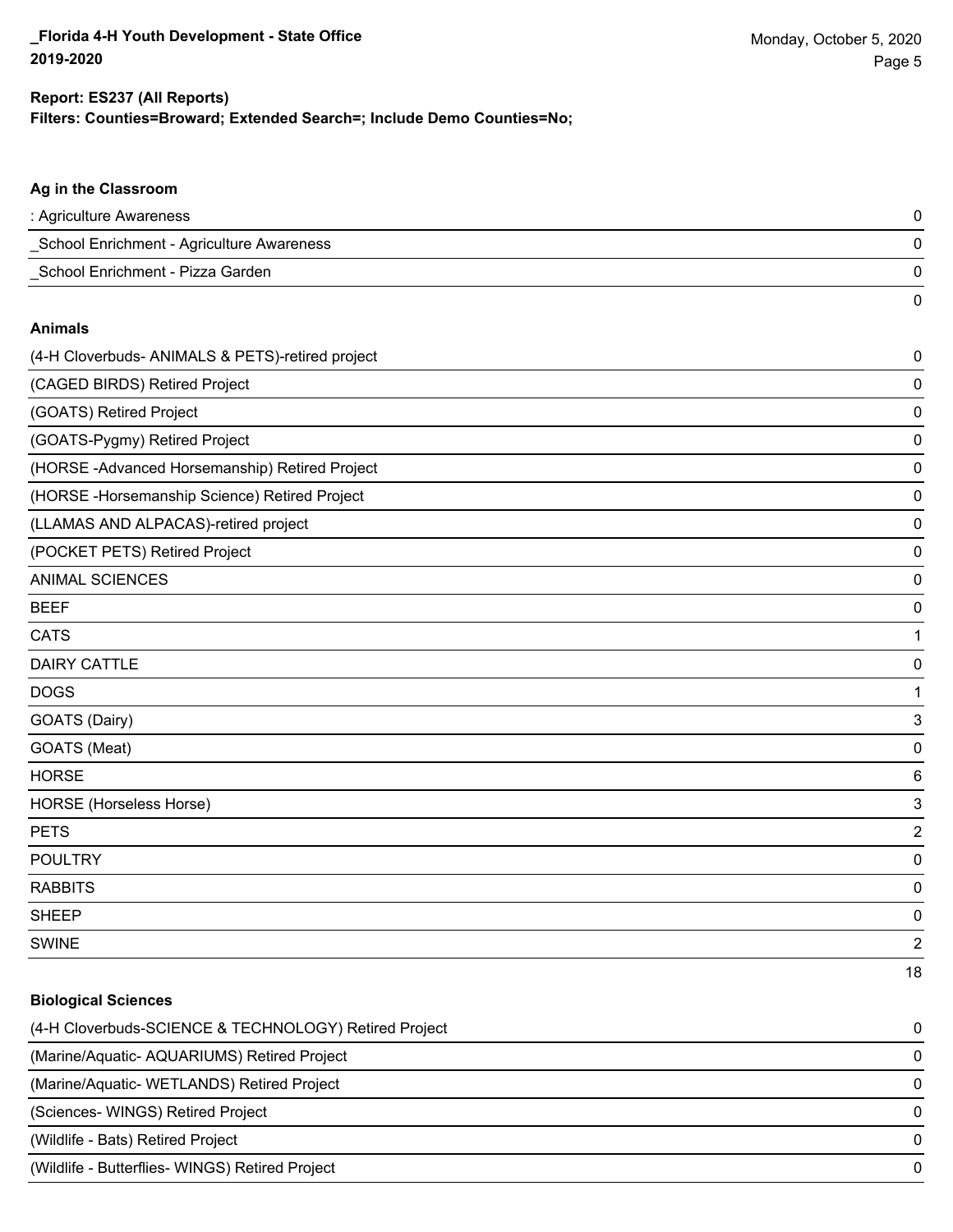**Report: ES237 (All Reports)**
**Filters: Counties=Broward; Extended Search=; Include Demo Counties=No;**

### Ag in the Classroom

| | |
|---|---|
| : Agriculture Awareness | 0 |
| _School Enrichment - Agriculture Awareness | 0 |
| _School Enrichment - Pizza Garden | 0 |
| | 0 |

### Animals

| | |
|---|---|
| (4-H Cloverbuds- ANIMALS & PETS)-retired project | 0 |
| (CAGED BIRDS) Retired Project | 0 |
| (GOATS) Retired Project | 0 |
| (GOATS-Pygmy) Retired Project | 0 |
| (HORSE -Advanced Horsemanship) Retired Project | 0 |
| (HORSE -Horsemanship Science) Retired Project | 0 |
| (LLAMAS AND ALPACAS)-retired project | 0 |
| (POCKET PETS) Retired Project | 0 |
| ANIMAL SCIENCES | 0 |
| BEEF | 0 |
| CATS | 1 |
| DAIRY CATTLE | 0 |
| DOGS | 1 |
| GOATS (Dairy) | 3 |
| GOATS (Meat) | 0 |
| HORSE | 6 |
| HORSE (Horseless Horse) | 3 |
| PETS | 2 |
| POULTRY | 0 |
| RABBITS | 0 |
| SHEEP | 0 |
| SWINE | 2 |
| | 18 |

### Biological Sciences

| | |
|---|---|
| (4-H Cloverbuds-SCIENCE & TECHNOLOGY) Retired Project | 0 |
| (Marine/Aquatic- AQUARIUMS) Retired Project | 0 |
| (Marine/Aquatic- WETLANDS) Retired Project | 0 |
| (Sciences- WINGS) Retired Project | 0 |
| (Wildlife - Bats) Retired Project | 0 |
| (Wildlife - Butterflies- WINGS) Retired Project | 0 |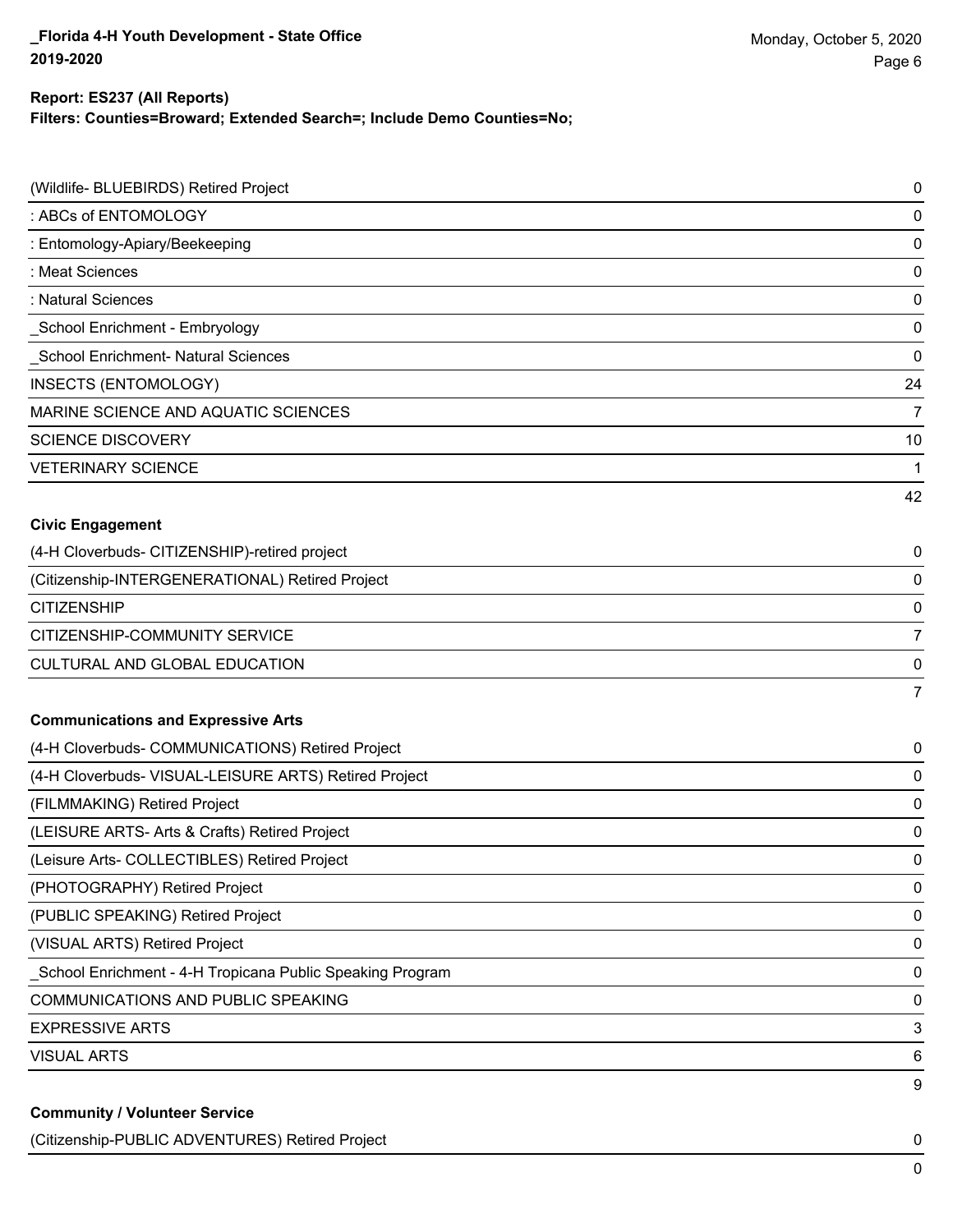**Report: ES237 (All Reports)**
**Filters: Counties=Broward; Extended Search=; Include Demo Counties=No;**

| | |
|---|---|
| (Wildlife- BLUEBIRDS) Retired Project | 0 |
| : ABCs of ENTOMOLOGY | 0 |
| : Entomology-Apiary/Beekeeping | 0 |
| : Meat Sciences | 0 |
| : Natural Sciences | 0 |
| _School Enrichment - Embryology | 0 |
| _School Enrichment- Natural Sciences | 0 |
| INSECTS (ENTOMOLOGY) | 24 |
| MARINE SCIENCE AND AQUATIC SCIENCES | 7 |
| SCIENCE DISCOVERY | 10 |
| VETERINARY SCIENCE | 1 |
| | 42 |

**Civic Engagement**

| | |
|---|---|
| (4-H Cloverbuds- CITIZENSHIP)-retired project | 0 |
| (Citizenship-INTERGENERATIONAL) Retired Project | 0 |
| CITIZENSHIP | 0 |
| CITIZENSHIP-COMMUNITY SERVICE | 7 |
| CULTURAL AND GLOBAL EDUCATION | 0 |
| | 7 |

**Communications and Expressive Arts**

| | |
|---|---|
| (4-H Cloverbuds- COMMUNICATIONS) Retired Project | 0 |
| (4-H Cloverbuds- VISUAL-LEISURE ARTS) Retired Project | 0 |
| (FILMMAKING) Retired Project | 0 |
| (LEISURE ARTS- Arts & Crafts) Retired Project | 0 |
| (Leisure Arts- COLLECTIBLES) Retired Project | 0 |
| (PHOTOGRAPHY) Retired Project | 0 |
| (PUBLIC SPEAKING) Retired Project | 0 |
| (VISUAL ARTS) Retired Project | 0 |
| _School Enrichment - 4-H Tropicana Public Speaking Program | 0 |
| COMMUNICATIONS AND PUBLIC SPEAKING | 0 |
| EXPRESSIVE ARTS | 3 |
| VISUAL ARTS | 6 |
| | 9 |

**Community / Volunteer Service**

| | |
|---|---|
| (Citizenship-PUBLIC ADVENTURES) Retired Project | 0 |
| | 0 |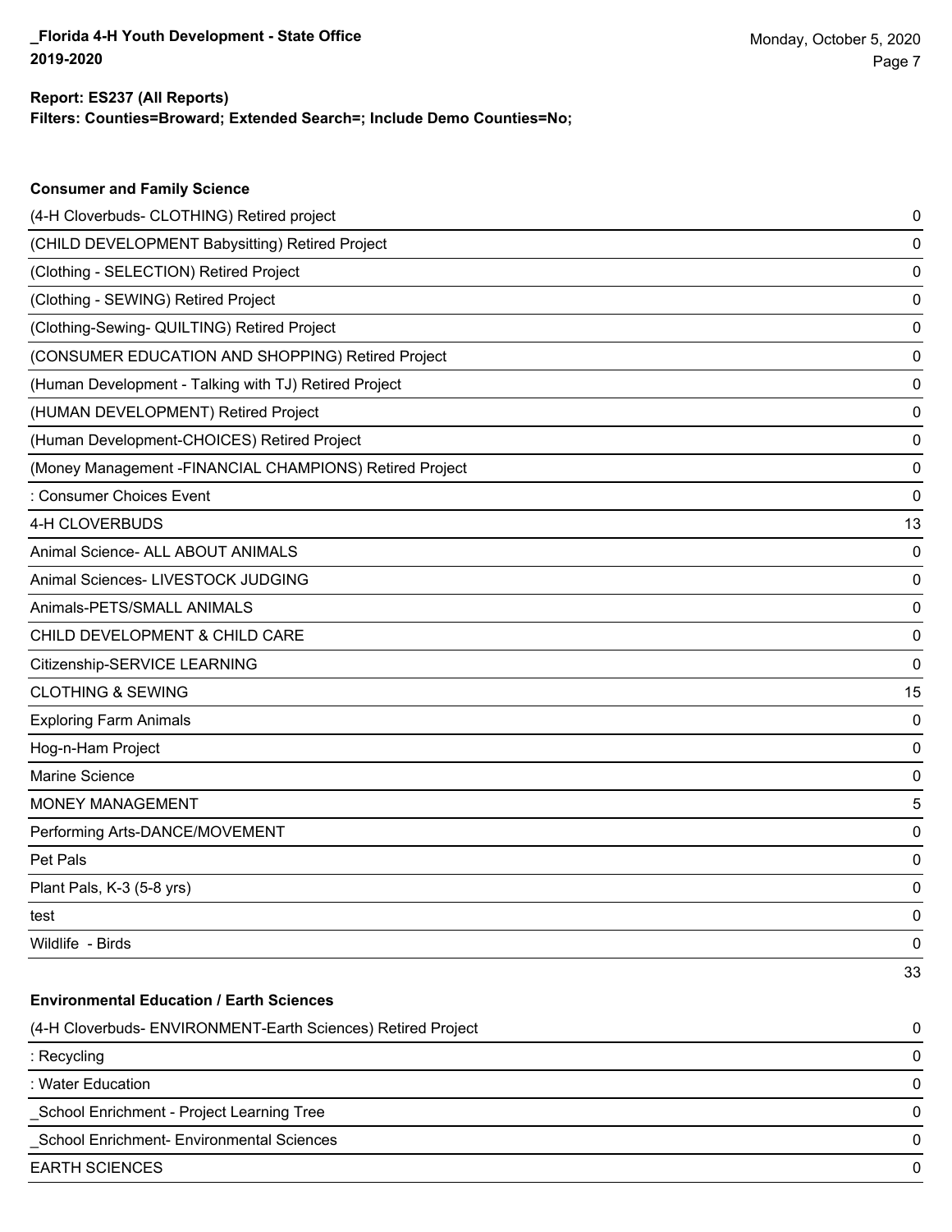**Report: ES237 (All Reports)**
**Filters: Counties=Broward; Extended Search=; Include Demo Counties=No;**

### Consumer and Family Science

| | |
|---|---|
| (4-H Cloverbuds- CLOTHING) Retired project | 0 |
| (CHILD DEVELOPMENT Babysitting) Retired Project | 0 |
| (Clothing - SELECTION) Retired Project | 0 |
| (Clothing - SEWING) Retired Project | 0 |
| (Clothing-Sewing- QUILTING) Retired Project | 0 |
| (CONSUMER EDUCATION AND SHOPPING) Retired Project | 0 |
| (Human Development - Talking with TJ) Retired Project | 0 |
| (HUMAN DEVELOPMENT) Retired Project | 0 |
| (Human Development-CHOICES) Retired Project | 0 |
| (Money Management -FINANCIAL CHAMPIONS) Retired Project | 0 |
| : Consumer Choices Event | 0 |
| 4-H CLOVERBUDS | 13 |
| Animal Science- ALL ABOUT ANIMALS | 0 |
| Animal Sciences- LIVESTOCK JUDGING | 0 |
| Animals-PETS/SMALL ANIMALS | 0 |
| CHILD DEVELOPMENT & CHILD CARE | 0 |
| Citizenship-SERVICE LEARNING | 0 |
| CLOTHING & SEWING | 15 |
| Exploring Farm Animals | 0 |
| Hog-n-Ham Project | 0 |
| Marine Science | 0 |
| MONEY MANAGEMENT | 5 |
| Performing Arts-DANCE/MOVEMENT | 0 |
| Pet Pals | 0 |
| Plant Pals, K-3 (5-8 yrs) | 0 |
| test | 0 |
| Wildlife - Birds | 0 |
| | 33 |

### Environmental Education / Earth Sciences

| | |
|---|---|
| (4-H Cloverbuds- ENVIRONMENT-Earth Sciences) Retired Project | 0 |
| : Recycling | 0 |
| : Water Education | 0 |
| _School Enrichment - Project Learning Tree | 0 |
| _School Enrichment- Environmental Sciences | 0 |
| EARTH SCIENCES | 0 |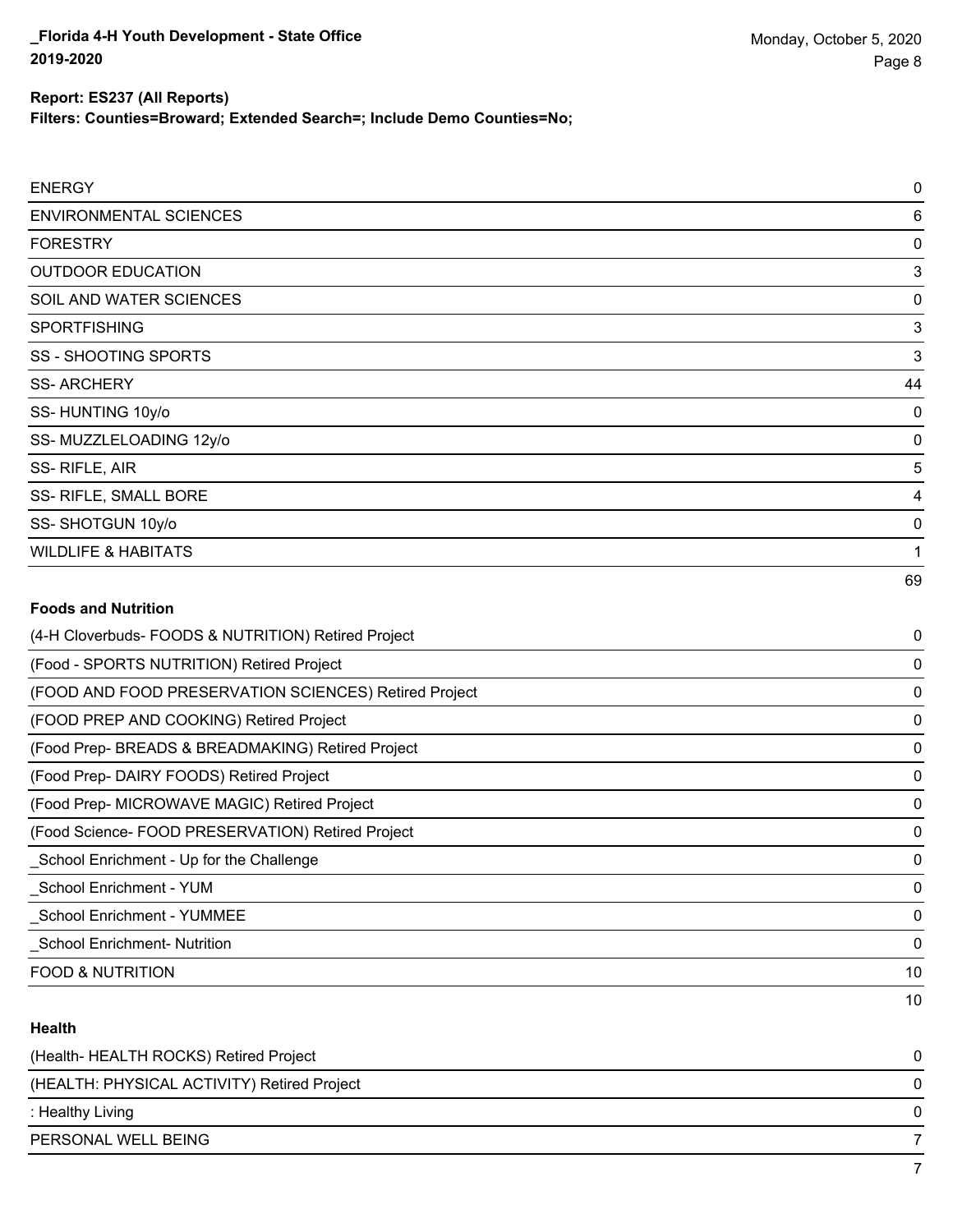**Report: ES237 (All Reports)**
**Filters: Counties=Broward; Extended Search=; Include Demo Counties=No;**

| | |
|---|---|
| ENERGY | 0 |
| ENVIRONMENTAL SCIENCES | 6 |
| FORESTRY | 0 |
| OUTDOOR EDUCATION | 3 |
| SOIL AND WATER SCIENCES | 0 |
| SPORTFISHING | 3 |
| SS - SHOOTING SPORTS | 3 |
| SS- ARCHERY | 44 |
| SS- HUNTING 10y/o | 0 |
| SS- MUZZLELOADING 12y/o | 0 |
| SS- RIFLE, AIR | 5 |
| SS- RIFLE, SMALL BORE | 4 |
| SS- SHOTGUN 10y/o | 0 |
| WILDLIFE & HABITATS | 1 |
| | 69 |

**Foods and Nutrition**

| | |
|---|---|
| (4-H Cloverbuds- FOODS & NUTRITION) Retired Project | 0 |
| (Food - SPORTS NUTRITION) Retired Project | 0 |
| (FOOD AND FOOD PRESERVATION SCIENCES) Retired Project | 0 |
| (FOOD PREP AND COOKING) Retired Project | 0 |
| (Food Prep- BREADS & BREADMAKING) Retired Project | 0 |
| (Food Prep- DAIRY FOODS) Retired Project | 0 |
| (Food Prep- MICROWAVE MAGIC) Retired Project | 0 |
| (Food Science- FOOD PRESERVATION) Retired Project | 0 |
| _School Enrichment - Up for the Challenge | 0 |
| _School Enrichment - YUM | 0 |
| _School Enrichment - YUMMEE | 0 |
| _School Enrichment- Nutrition | 0 |
| FOOD & NUTRITION | 10 |
| | 10 |

**Health**

| | |
|---|---|
| (Health- HEALTH ROCKS) Retired Project | 0 |
| (HEALTH: PHYSICAL ACTIVITY) Retired Project | 0 |
| : Healthy Living | 0 |
| PERSONAL WELL BEING | 7 |
| | 7 |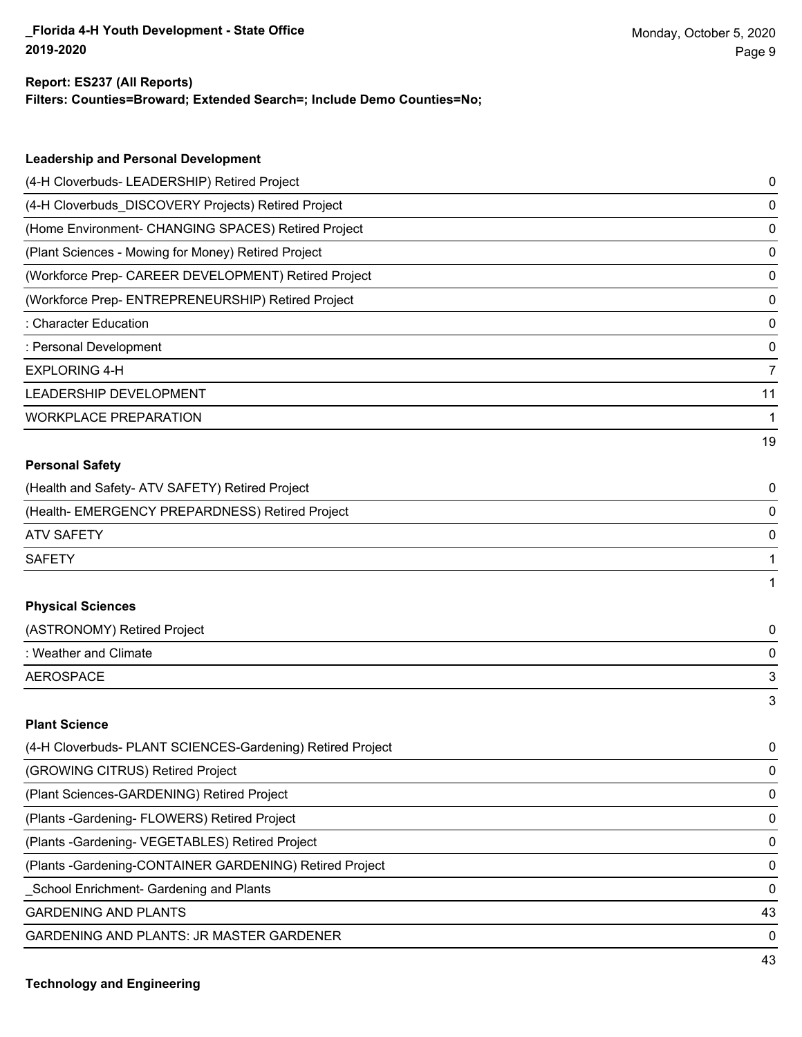**Report: ES237 (All Reports)**
**Filters: Counties=Broward; Extended Search=; Include Demo Counties=No;**

### Leadership and Personal Development

| | |
|---|---|
| (4-H Cloverbuds- LEADERSHIP) Retired Project | 0 |
| (4-H Cloverbuds_DISCOVERY Projects) Retired Project | 0 |
| (Home Environment- CHANGING SPACES) Retired Project | 0 |
| (Plant Sciences - Mowing for Money) Retired Project | 0 |
| (Workforce Prep- CAREER DEVELOPMENT) Retired Project | 0 |
| (Workforce Prep- ENTREPRENEURSHIP) Retired Project | 0 |
| : Character Education | 0 |
| : Personal Development | 0 |
| EXPLORING 4-H | 7 |
| LEADERSHIP DEVELOPMENT | 11 |
| WORKPLACE PREPARATION | 1 |
| | 19 |

### Personal Safety

| | |
|---|---|
| (Health and Safety- ATV SAFETY) Retired Project | 0 |
| (Health- EMERGENCY PREPARDNESS) Retired Project | 0 |
| ATV SAFETY | 0 |
| SAFETY | 1 |
| | 1 |

### Physical Sciences

| | |
|---|---|
| (ASTRONOMY) Retired Project | 0 |
| : Weather and Climate | 0 |
| AEROSPACE | 3 |
| | 3 |

### Plant Science

| | |
|---|---|
| (4-H Cloverbuds- PLANT SCIENCES-Gardening) Retired Project | 0 |
| (GROWING CITRUS) Retired Project | 0 |
| (Plant Sciences-GARDENING) Retired Project | 0 |
| (Plants -Gardening- FLOWERS) Retired Project | 0 |
| (Plants -Gardening- VEGETABLES) Retired Project | 0 |
| (Plants -Gardening-CONTAINER GARDENING) Retired Project | 0 |
| _School Enrichment- Gardening and Plants | 0 |
| GARDENING AND PLANTS | 43 |
| GARDENING AND PLANTS: JR MASTER GARDENER | 0 |
| | 43 |

### Technology and Engineering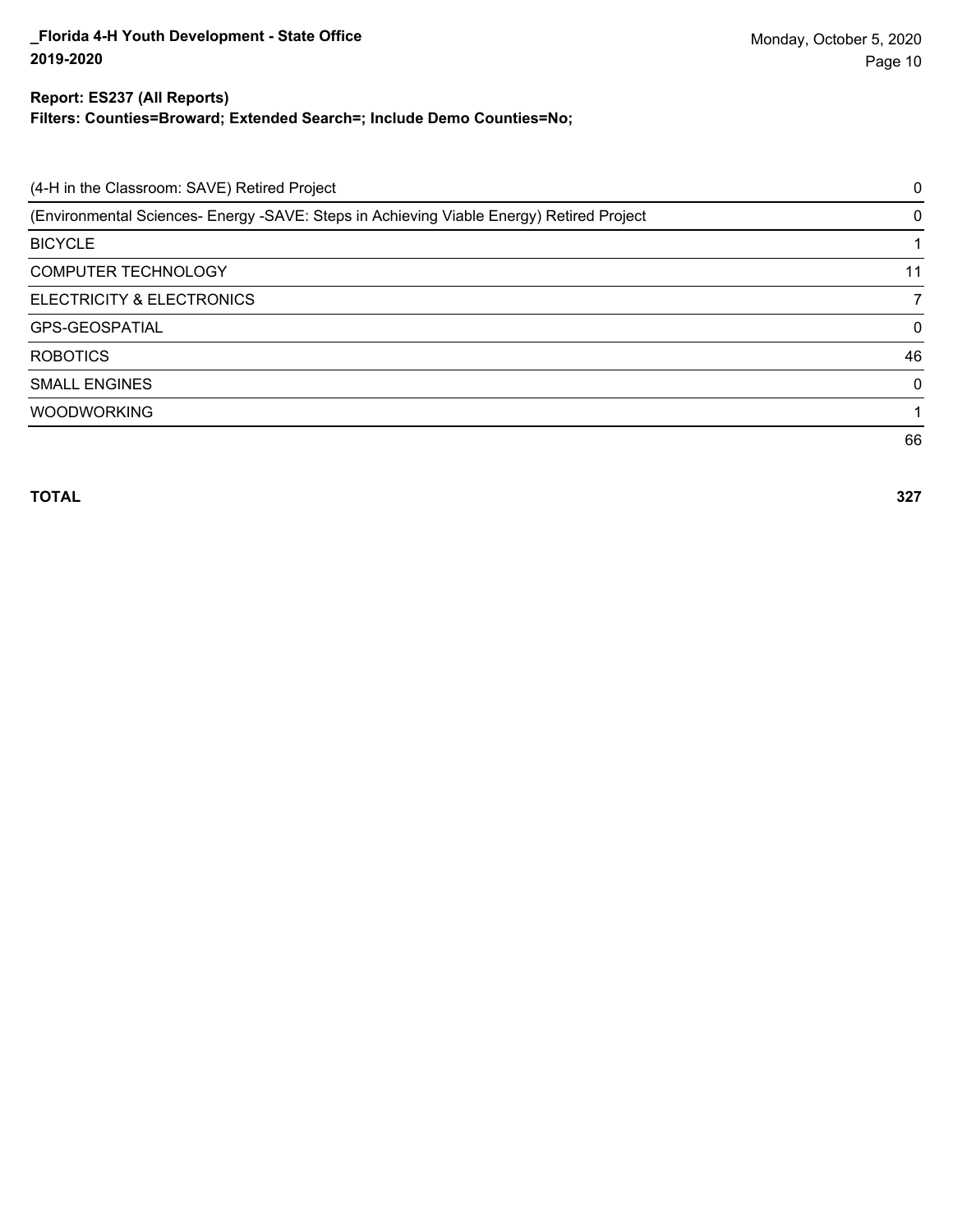**Report: ES237 (All Reports)**
**Filters: Counties=Broward; Extended Search=; Include Demo Counties=No;**

| | |
|---|---|
| (4-H in the Classroom: SAVE) Retired Project | 0 |
| (Environmental Sciences- Energy -SAVE: Steps in Achieving Viable Energy) Retired Project | 0 |
| BICYCLE | 1 |
| COMPUTER TECHNOLOGY | 11 |
| ELECTRICITY & ELECTRONICS | 7 |
| GPS-GEOSPATIAL | 0 |
| ROBOTICS | 46 |
| SMALL ENGINES | 0 |
| WOODWORKING | 1 |
| | 66 |

**TOTAL** **327**